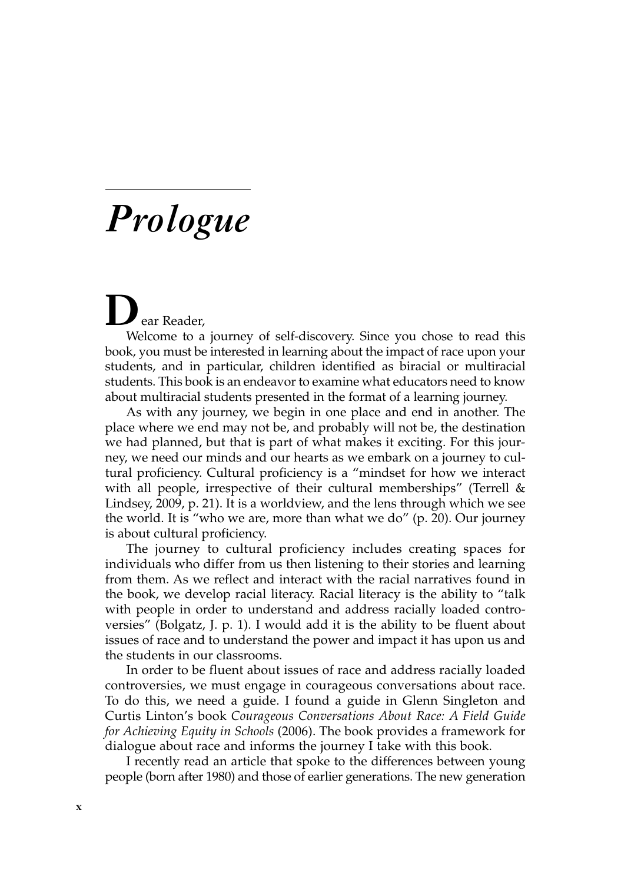# *Prologue*

Dear Reader,

Welcome to a journey of self-discovery. Since you chose to read this book, you must be interested in learning about the impact of race upon your students, and in particular, children identified as biracial or multiracial students. This book is an endeavor to examine what educators need to know about multiracial students presented in the format of a learning journey.

As with any journey, we begin in one place and end in another. The place where we end may not be, and probably will not be, the destination we had planned, but that is part of what makes it exciting. For this journey, we need our minds and our hearts as we embark on a journey to cultural proficiency. Cultural proficiency is a "mindset for how we interact with all people, irrespective of their cultural memberships" (Terrell & Lindsey, 2009, p. 21). It is a worldview, and the lens through which we see the world. It is "who we are, more than what we do" (p. 20). Our journey is about cultural proficiency.

The journey to cultural proficiency includes creating spaces for individuals who differ from us then listening to their stories and learning from them. As we reflect and interact with the racial narratives found in the book, we develop racial literacy. Racial literacy is the ability to "talk with people in order to understand and address racially loaded controversies" (Bolgatz, J. p. 1). I would add it is the ability to be fluent about issues of race and to understand the power and impact it has upon us and the students in our classrooms.

In order to be fluent about issues of race and address racially loaded controversies, we must engage in courageous conversations about race. To do this, we need a guide. I found a guide in Glenn Singleton and Curtis Linton's book *Courageous Conversations About Race: A Field Guide for Achieving Equity in Schools* (2006). The book provides a framework for dialogue about race and informs the journey I take with this book.

I recently read an article that spoke to the differences between young people (born after 1980) and those of earlier generations. The new generation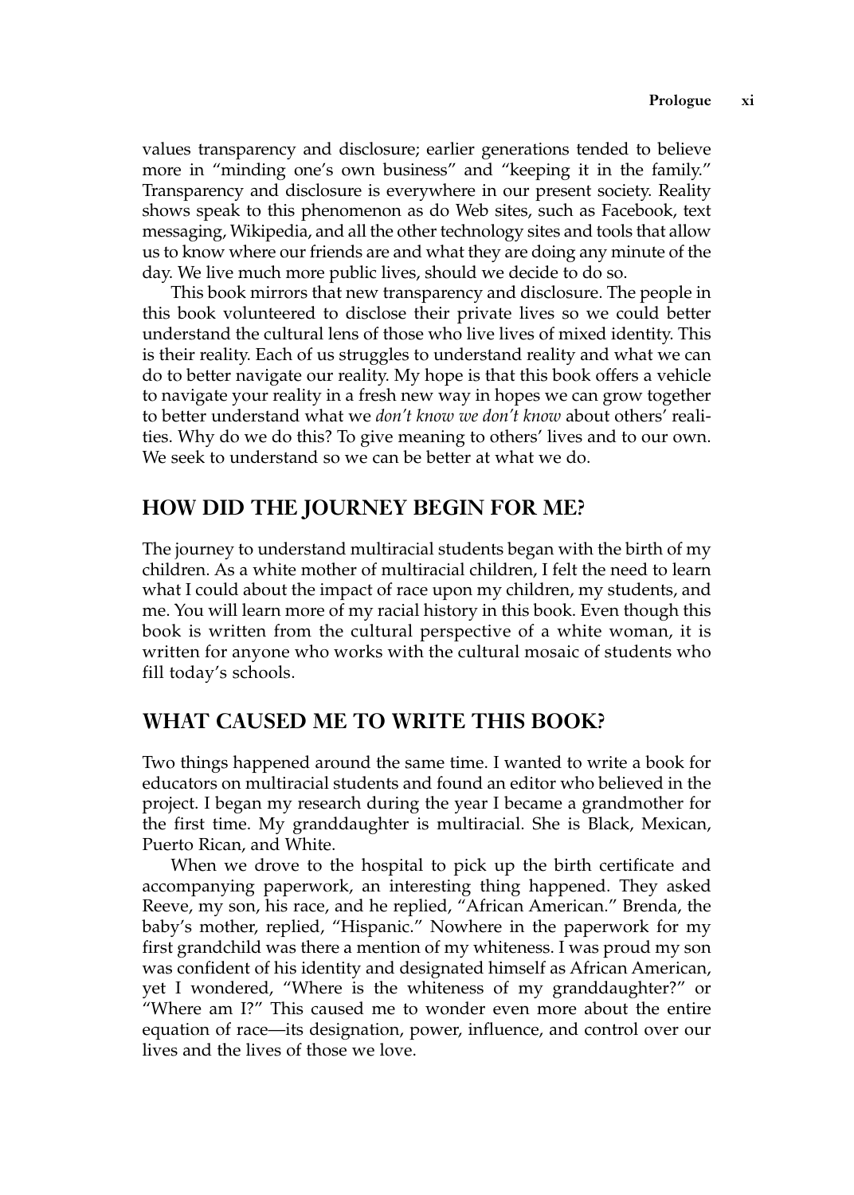values transparency and disclosure; earlier generations tended to believe more in "minding one's own business" and "keeping it in the family." Transparency and disclosure is everywhere in our present society. Reality shows speak to this phenomenon as do Web sites, such as Facebook, text messaging, Wikipedia, and all the other technology sites and tools that allow us to know where our friends are and what they are doing any minute of the day. We live much more public lives, should we decide to do so.

This book mirrors that new transparency and disclosure. The people in this book volunteered to disclose their private lives so we could better understand the cultural lens of those who live lives of mixed identity. This is their reality. Each of us struggles to understand reality and what we can do to better navigate our reality. My hope is that this book offers a vehicle to navigate your reality in a fresh new way in hopes we can grow together to better understand what we *don't know we don't know* about others' realities. Why do we do this? To give meaning to others' lives and to our own. We seek to understand so we can be better at what we do.

## HOW DID THE JOURNEY BEGIN FOR ME?

The journey to understand multiracial students began with the birth of my children. As a white mother of multiracial children, I felt the need to learn what I could about the impact of race upon my children, my students, and me. You will learn more of my racial history in this book. Even though this book is written from the cultural perspective of a white woman, it is written for anyone who works with the cultural mosaic of students who fill today's schools.

## WHAT CAUSED ME TO WRITE THIS BOOK?

Two things happened around the same time. I wanted to write a book for educators on multiracial students and found an editor who believed in the project. I began my research during the year I became a grandmother for the first time. My granddaughter is multiracial. She is Black, Mexican, Puerto Rican, and White.

When we drove to the hospital to pick up the birth certificate and accompanying paperwork, an interesting thing happened. They asked Reeve, my son, his race, and he replied, "African American." Brenda, the baby's mother, replied, "Hispanic." Nowhere in the paperwork for my first grandchild was there a mention of my whiteness. I was proud my son was confident of his identity and designated himself as African American, yet I wondered, "Where is the whiteness of my granddaughter?" or "Where am I?" This caused me to wonder even more about the entire equation of race—its designation, power, influence, and control over our lives and the lives of those we love.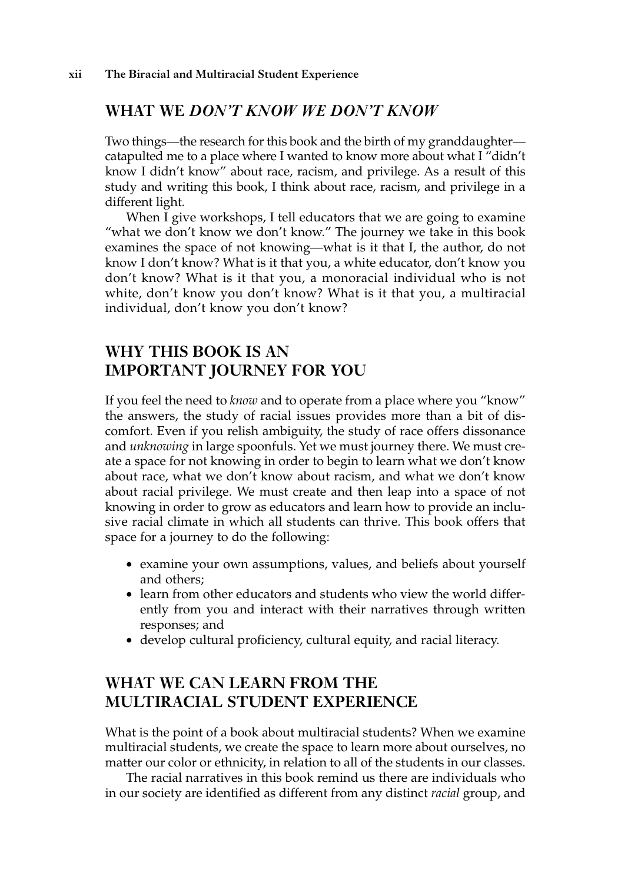## WHAT WE *DON'T KNOW WE DON'T KNOW*

Two things—the research for this book and the birth of my granddaughter—catapulted me to a place where I wanted to know more about what I "didn't know I didn't know" about race, racism, and privilege. As a result of this study and writing this book, I think about race, racism, and privilege in a different light.

When I give workshops, I tell educators that we are going to examine "what we don't know we don't know." The journey we take in this book examines the space of not knowing—what is it that I, the author, do not know I don't know? What is it that you, a white educator, don't know you don't know? What is it that you, a monoracial individual who is not white, don't know you don't know? What is it that you, a multiracial individual, don't know you don't know?

## WHY THIS BOOK IS AN IMPORTANT JOURNEY FOR YOU

If you feel the need to *know* and to operate from a place where you "know" the answers, the study of racial issues provides more than a bit of discomfort. Even if you relish ambiguity, the study of race offers dissonance and *unknowing* in large spoonfuls. Yet we must journey there. We must create a space for not knowing in order to begin to learn what we don't know about race, what we don't know about racism, and what we don't know about racial privilege. We must create and then leap into a space of not knowing in order to grow as educators and learn how to provide an inclusive racial climate in which all students can thrive. This book offers that space for a journey to do the following:

- examine your own assumptions, values, and beliefs about yourself and others;
- learn from other educators and students who view the world differently from you and interact with their narratives through written responses; and
- develop cultural proficiency, cultural equity, and racial literacy.

## WHAT WE CAN LEARN FROM THE MULTIRACIAL STUDENT EXPERIENCE

What is the point of a book about multiracial students? When we examine multiracial students, we create the space to learn more about ourselves, no matter our color or ethnicity, in relation to all of the students in our classes.

The racial narratives in this book remind us there are individuals who in our society are identified as different from any distinct *racial* group, and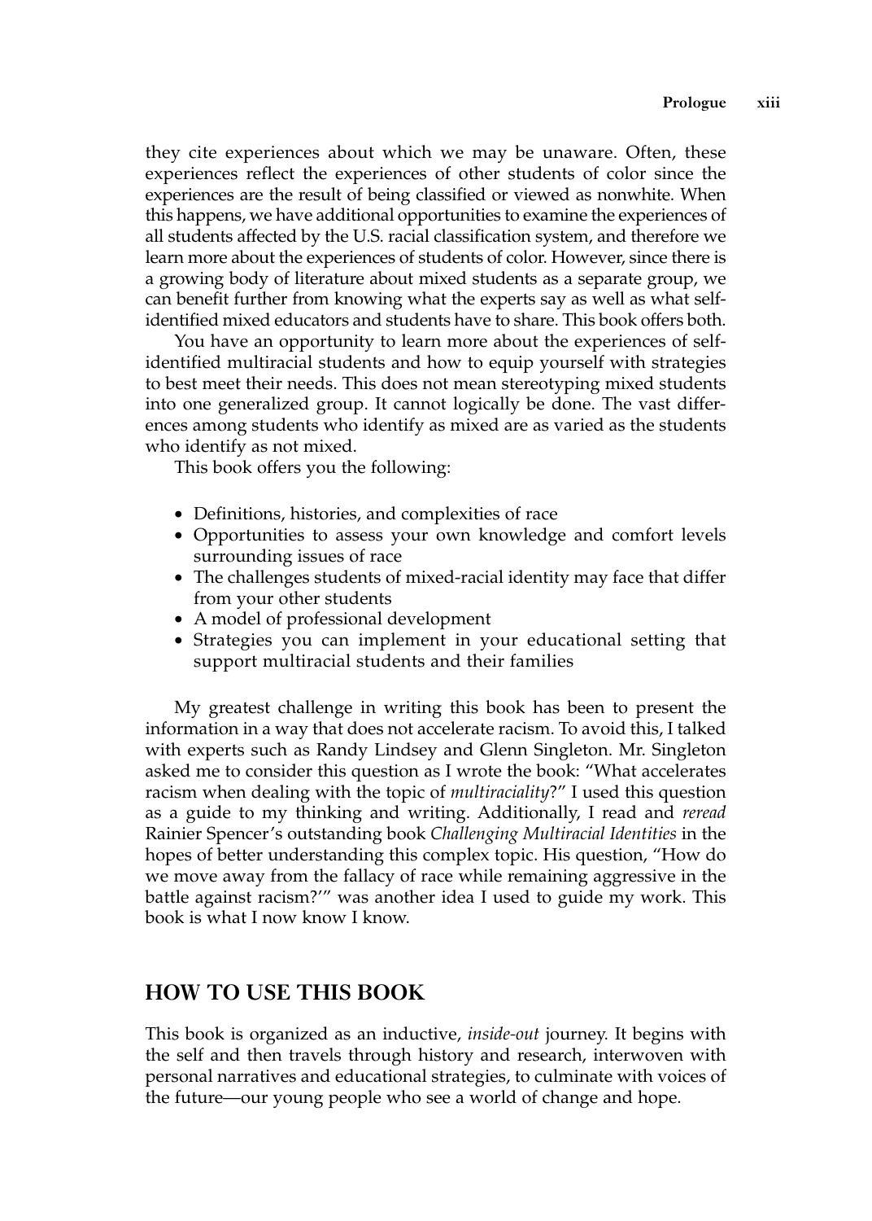they cite experiences about which we may be unaware. Often, these experiences reflect the experiences of other students of color since the experiences are the result of being classified or viewed as nonwhite. When this happens, we have additional opportunities to examine the experiences of all students affected by the U.S. racial classification system, and therefore we learn more about the experiences of students of color. However, since there is a growing body of literature about mixed students as a separate group, we can benefit further from knowing what the experts say as well as what self-identified mixed educators and students have to share. This book offers both.

You have an opportunity to learn more about the experiences of self-identified multiracial students and how to equip yourself with strategies to best meet their needs. This does not mean stereotyping mixed students into one generalized group. It cannot logically be done. The vast differences among students who identify as mixed are as varied as the students who identify as not mixed.

This book offers you the following:

- Definitions, histories, and complexities of race
- Opportunities to assess your own knowledge and comfort levels surrounding issues of race
- The challenges students of mixed-racial identity may face that differ from your other students
- A model of professional development
- Strategies you can implement in your educational setting that support multiracial students and their families

My greatest challenge in writing this book has been to present the information in a way that does not accelerate racism. To avoid this, I talked with experts such as Randy Lindsey and Glenn Singleton. Mr. Singleton asked me to consider this question as I wrote the book: "What accelerates racism when dealing with the topic of *multiraciality*?" I used this question as a guide to my thinking and writing. Additionally, I read and *reread* Rainier Spencer's outstanding book *Challenging Multiracial Identities* in the hopes of better understanding this complex topic. His question, "How do we move away from the fallacy of race while remaining aggressive in the battle against racism?'" was another idea I used to guide my work. This book is what I now know I know.

## HOW TO USE THIS BOOK

This book is organized as an inductive, *inside-out* journey. It begins with the self and then travels through history and research, interwoven with personal narratives and educational strategies, to culminate with voices of the future—our young people who see a world of change and hope.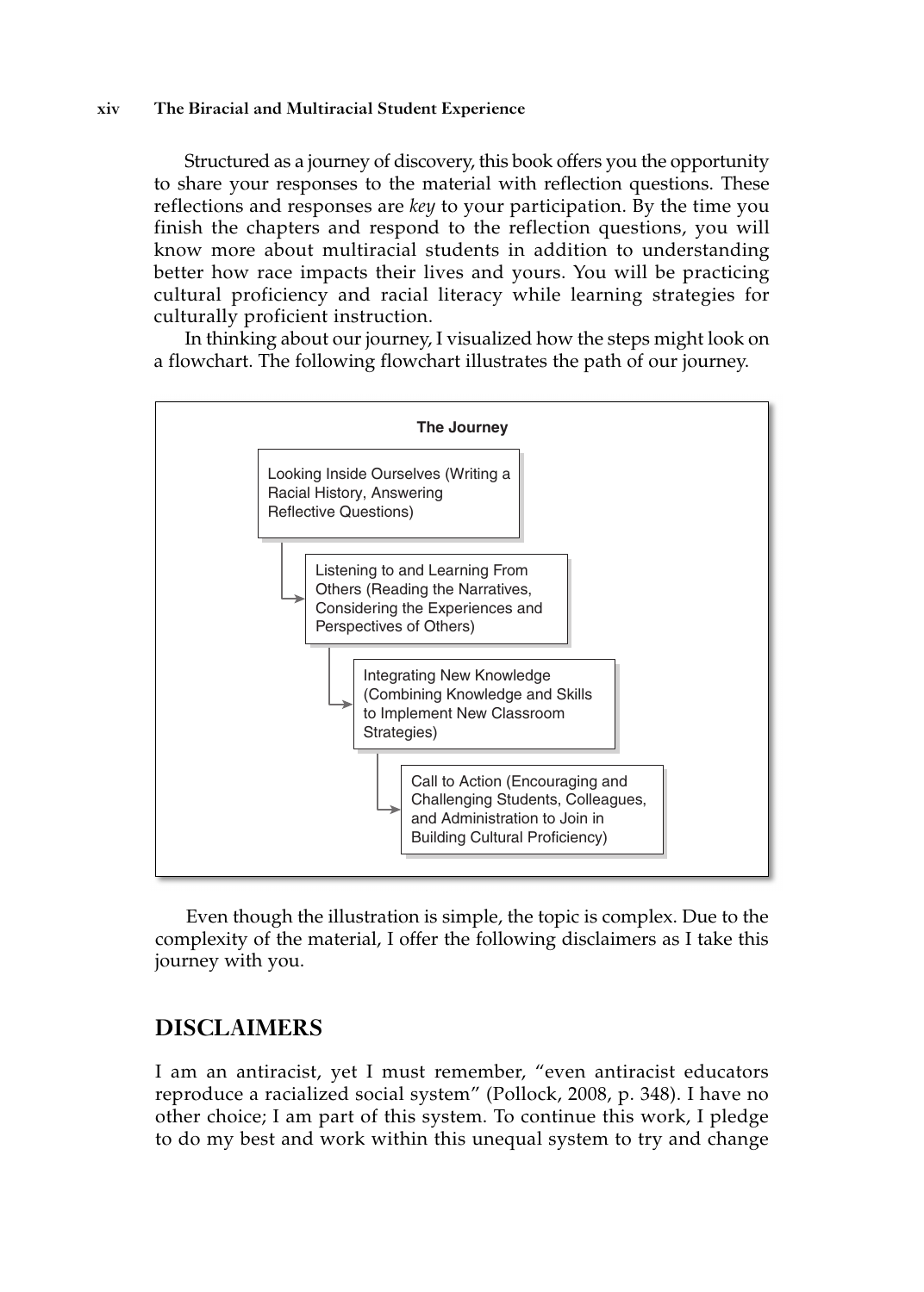Structured as a journey of discovery, this book offers you the opportunity to share your responses to the material with reflection questions. These reflections and responses are *key* to your participation. By the time you finish the chapters and respond to the reflection questions, you will know more about multiracial students in addition to understanding better how race impacts their lives and yours. You will be practicing cultural proficiency and racial literacy while learning strategies for culturally proficient instruction.

In thinking about our journey, I visualized how the steps might look on a flowchart. The following flowchart illustrates the path of our journey.

**The Journey**

- Looking Inside Ourselves (Writing a Racial History, Answering Reflective Questions)
  - → Listening to and Learning From Others (Reading the Narratives, Considering the Experiences and Perspectives of Others)
    - → Integrating New Knowledge (Combining Knowledge and Skills to Implement New Classroom Strategies)
      - → Call to Action (Encouraging and Challenging Students, Colleagues, and Administration to Join in Building Cultural Proficiency)

Even though the illustration is simple, the topic is complex. Due to the complexity of the material, I offer the following disclaimers as I take this journey with you.

## DISCLAIMERS

I am an antiracist, yet I must remember, "even antiracist educators reproduce a racialized social system" (Pollock, 2008, p. 348). I have no other choice; I am part of this system. To continue this work, I pledge to do my best and work within this unequal system to try and change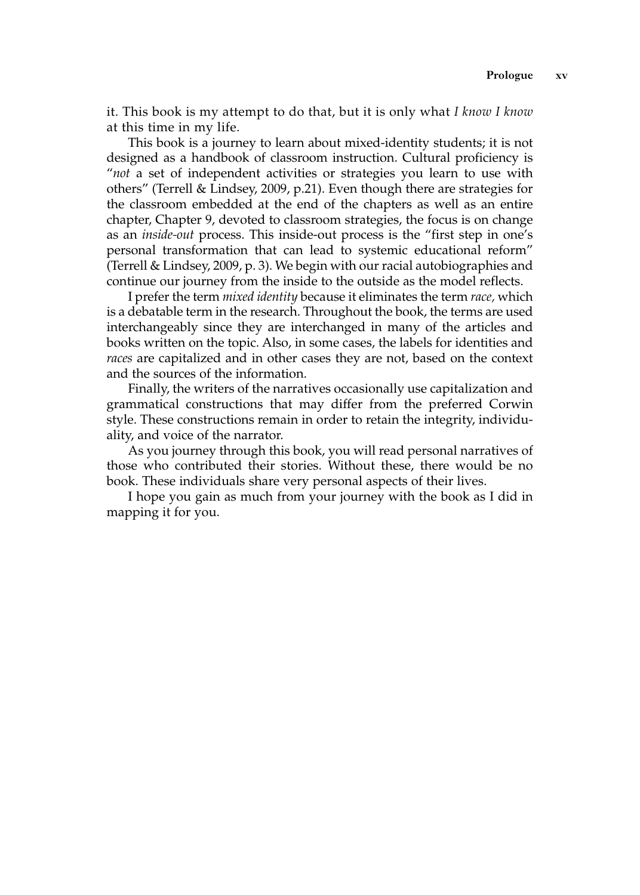it. This book is my attempt to do that, but it is only what *I know I know* at this time in my life.

This book is a journey to learn about mixed-identity students; it is not designed as a handbook of classroom instruction. Cultural proficiency is "*not* a set of independent activities or strategies you learn to use with others" (Terrell & Lindsey, 2009, p.21). Even though there are strategies for the classroom embedded at the end of the chapters as well as an entire chapter, Chapter 9, devoted to classroom strategies, the focus is on change as an *inside-out* process. This inside-out process is the "first step in one's personal transformation that can lead to systemic educational reform" (Terrell & Lindsey, 2009, p. 3). We begin with our racial autobiographies and continue our journey from the inside to the outside as the model reflects.

I prefer the term *mixed identity* because it eliminates the term *race,* which is a debatable term in the research. Throughout the book, the terms are used interchangeably since they are interchanged in many of the articles and books written on the topic. Also, in some cases, the labels for identities and *races* are capitalized and in other cases they are not, based on the context and the sources of the information.

Finally, the writers of the narratives occasionally use capitalization and grammatical constructions that may differ from the preferred Corwin style. These constructions remain in order to retain the integrity, individuality, and voice of the narrator.

As you journey through this book, you will read personal narratives of those who contributed their stories. Without these, there would be no book. These individuals share very personal aspects of their lives.

I hope you gain as much from your journey with the book as I did in mapping it for you.